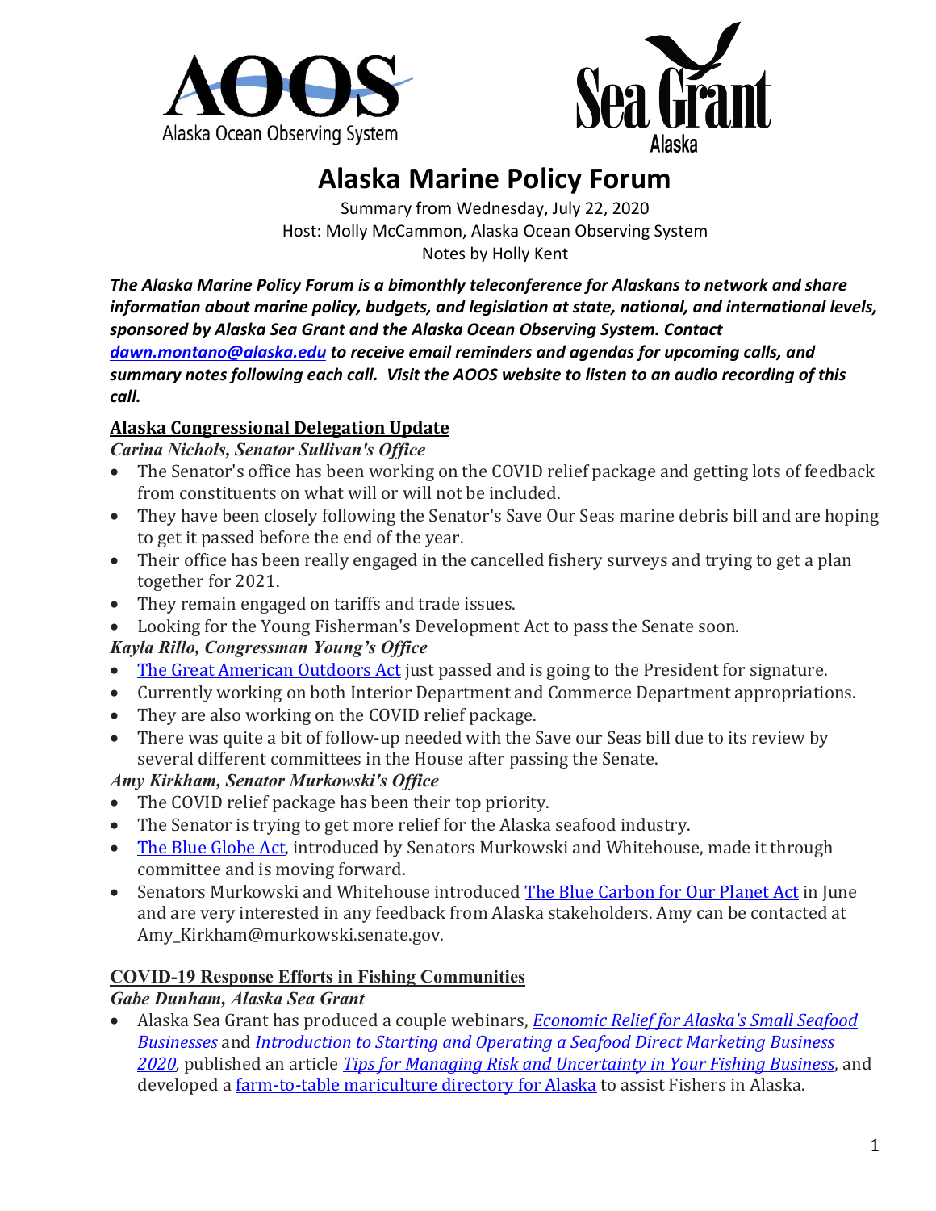# Alaska Marine Policy Forum

Summary from Wednesday, July 22, 2020
Host: Molly McCammon, Alaska Ocean Observing System
Notes by Holly Kent

***The Alaska Marine Policy Forum is a bimonthly teleconference for Alaskans to network and share information about marine policy, budgets, and legislation at state, national, and international levels, sponsored by Alaska Sea Grant and the Alaska Ocean Observing System. Contact dawn.montano@alaska.edu to receive email reminders and agendas for upcoming calls, and summary notes following each call. Visit the AOOS website to listen to an audio recording of this call.***

## Alaska Congressional Delegation Update

***Carina Nichols, Senator Sullivan's Office***

- The Senator's office has been working on the COVID relief package and getting lots of feedback from constituents on what will or will not be included.
- They have been closely following the Senator's Save Our Seas marine debris bill and are hoping to get it passed before the end of the year.
- Their office has been really engaged in the cancelled fishery surveys and trying to get a plan together for 2021.
- They remain engaged on tariffs and trade issues.
- Looking for the Young Fisherman's Development Act to pass the Senate soon.

***Kayla Rillo, Congressman Young's Office***

- The Great American Outdoors Act just passed and is going to the President for signature.
- Currently working on both Interior Department and Commerce Department appropriations.
- They are also working on the COVID relief package.
- There was quite a bit of follow-up needed with the Save our Seas bill due to its review by several different committees in the House after passing the Senate.

***Amy Kirkham, Senator Murkowski's Office***

- The COVID relief package has been their top priority.
- The Senator is trying to get more relief for the Alaska seafood industry.
- The Blue Globe Act, introduced by Senators Murkowski and Whitehouse, made it through committee and is moving forward.
- Senators Murkowski and Whitehouse introduced The Blue Carbon for Our Planet Act in June and are very interested in any feedback from Alaska stakeholders. Amy can be contacted at Amy_Kirkham@murkowski.senate.gov.

## COVID-19 Response Efforts in Fishing Communities

***Gabe Dunham, Alaska Sea Grant***

- Alaska Sea Grant has produced a couple webinars, *Economic Relief for Alaska's Small Seafood Businesses* and *Introduction to Starting and Operating a Seafood Direct Marketing Business 2020*, published an article *Tips for Managing Risk and Uncertainty in Your Fishing Business*, and developed a farm-to-table mariculture directory for Alaska to assist Fishers in Alaska.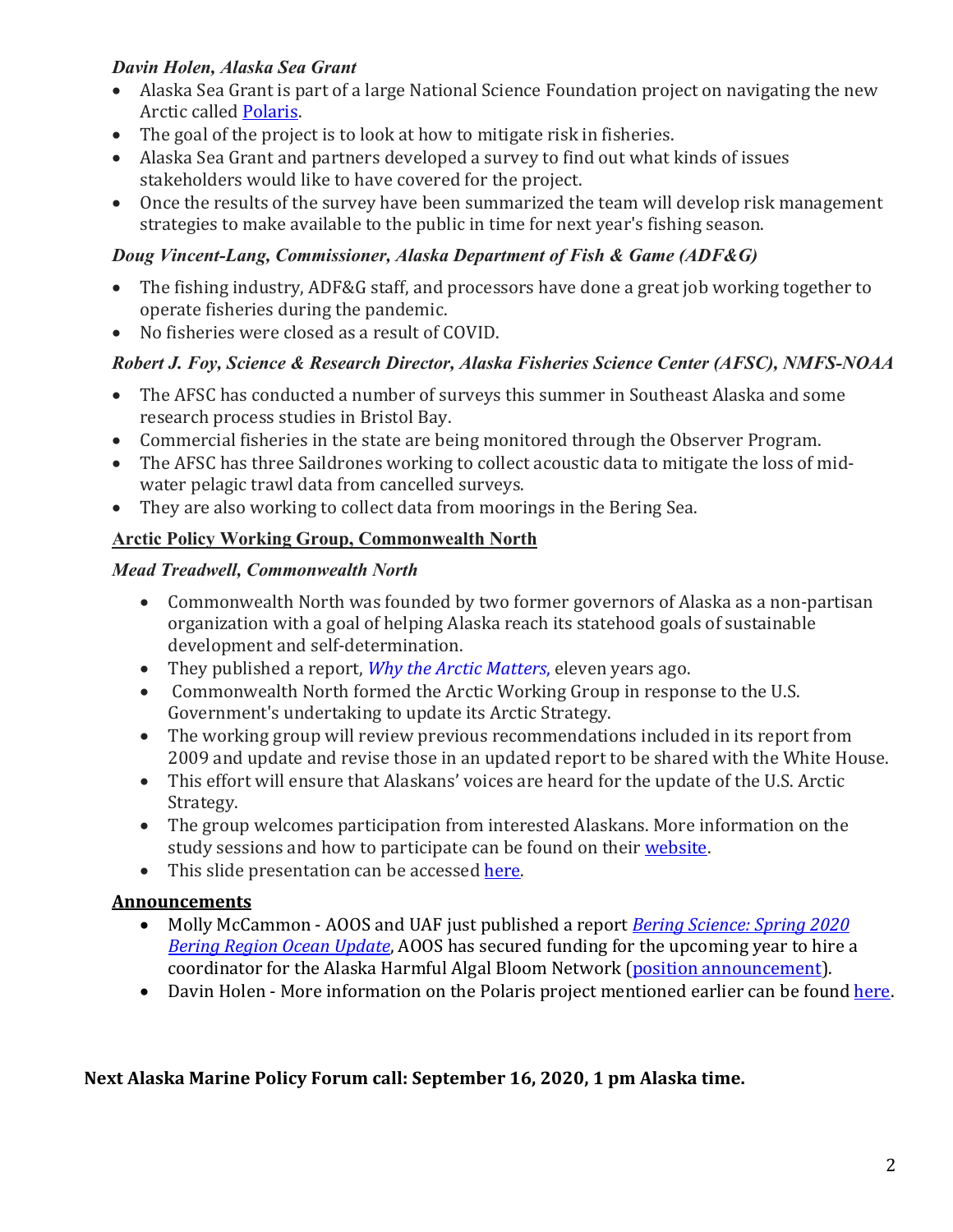*Davin Holen, Alaska Sea Grant*

- Alaska Sea Grant is part of a large National Science Foundation project on navigating the new Arctic called Polaris.
- The goal of the project is to look at how to mitigate risk in fisheries.
- Alaska Sea Grant and partners developed a survey to find out what kinds of issues stakeholders would like to have covered for the project.
- Once the results of the survey have been summarized the team will develop risk management strategies to make available to the public in time for next year's fishing season.

*Doug Vincent-Lang, Commissioner, Alaska Department of Fish & Game (ADF&G)*

- The fishing industry, ADF&G staff, and processors have done a great job working together to operate fisheries during the pandemic.
- No fisheries were closed as a result of COVID.

*Robert J. Foy, Science & Research Director, Alaska Fisheries Science Center (AFSC), NMFS-NOAA*

- The AFSC has conducted a number of surveys this summer in Southeast Alaska and some research process studies in Bristol Bay.
- Commercial fisheries in the state are being monitored through the Observer Program.
- The AFSC has three Saildrones working to collect acoustic data to mitigate the loss of mid-water pelagic trawl data from cancelled surveys.
- They are also working to collect data from moorings in the Bering Sea.

**Arctic Policy Working Group, Commonwealth North**

*Mead Treadwell, Commonwealth North*

- Commonwealth North was founded by two former governors of Alaska as a non-partisan organization with a goal of helping Alaska reach its statehood goals of sustainable development and self-determination.
- They published a report, *Why the Arctic Matters,* eleven years ago.
- Commonwealth North formed the Arctic Working Group in response to the U.S. Government's undertaking to update its Arctic Strategy.
- The working group will review previous recommendations included in its report from 2009 and update and revise those in an updated report to be shared with the White House.
- This effort will ensure that Alaskans' voices are heard for the update of the U.S. Arctic Strategy.
- The group welcomes participation from interested Alaskans. More information on the study sessions and how to participate can be found on their website.
- This slide presentation can be accessed here.

**Announcements**

- Molly McCammon - AOOS and UAF just published a report *Bering Science: Spring 2020 Bering Region Ocean Update*, AOOS has secured funding for the upcoming year to hire a coordinator for the Alaska Harmful Algal Bloom Network (position announcement).
- Davin Holen - More information on the Polaris project mentioned earlier can be found here.

**Next Alaska Marine Policy Forum call: September 16, 2020, 1 pm Alaska time.**